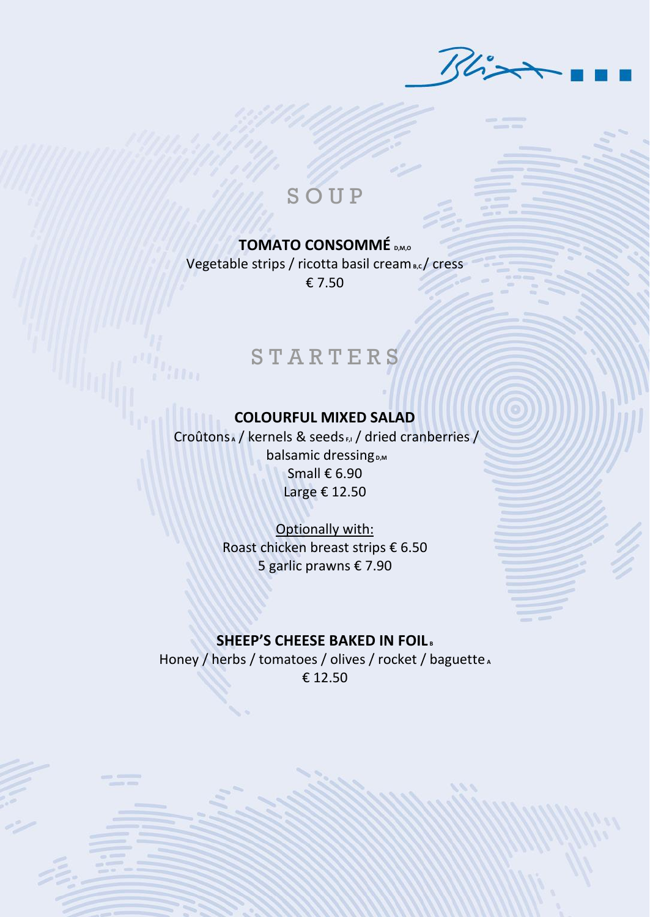# SOUP

**TOMATO CONSOMMÉ** D,M,O

Vegetable strips / ricotta basil cream B,C / cress

€ 7.50

# STARTERS

**COLOURFUL MIXED SALAD**

Croûtons A / kernels & seeds F,I / dried cranberries / balsamic dressing D,M

Small € 6.90

Large € 12.50

Optionally with:

Roast chicken breast strips € 6.50

5 garlic prawns € 7.90

**SHEEP'S CHEESE BAKED IN FOIL** B

Honey / herbs / tomatoes / olives / rocket / baguette A

€ 12.50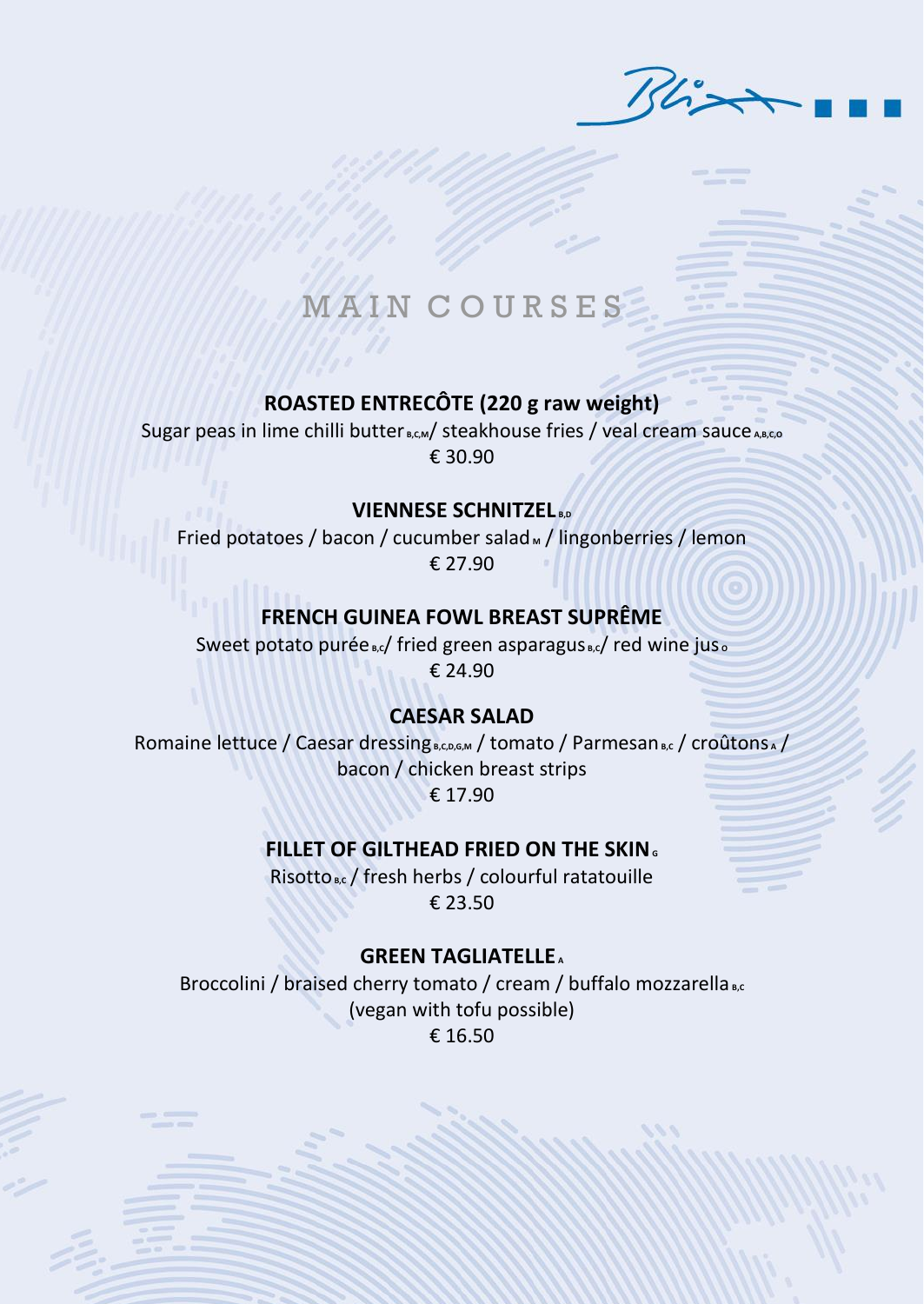# MAIN COURSES

**ROASTED ENTRECÔTE (220 g raw weight)**

Sugar peas in lime chilli butter B,C,M / steakhouse fries / veal cream sauce A,B,C,O

€ 30.90

**VIENNESE SCHNITZEL B,D**

Fried potatoes / bacon / cucumber salad M / lingonberries / lemon

€ 27.90

**FRENCH GUINEA FOWL BREAST SUPRÊME**

Sweet potato purée B,C / fried green asparagus B,C / red wine jus O

€ 24.90

**CAESAR SALAD**

Romaine lettuce / Caesar dressing B,C,D,G,M / tomato / Parmesan B,C / croûtons A / bacon / chicken breast strips

€ 17.90

**FILLET OF GILTHEAD FRIED ON THE SKIN G**

Risotto B,C / fresh herbs / colourful ratatouille

€ 23.50

**GREEN TAGLIATELLE A**

Broccolini / braised cherry tomato / cream / buffalo mozzarella B,C

(vegan with tofu possible)

€ 16.50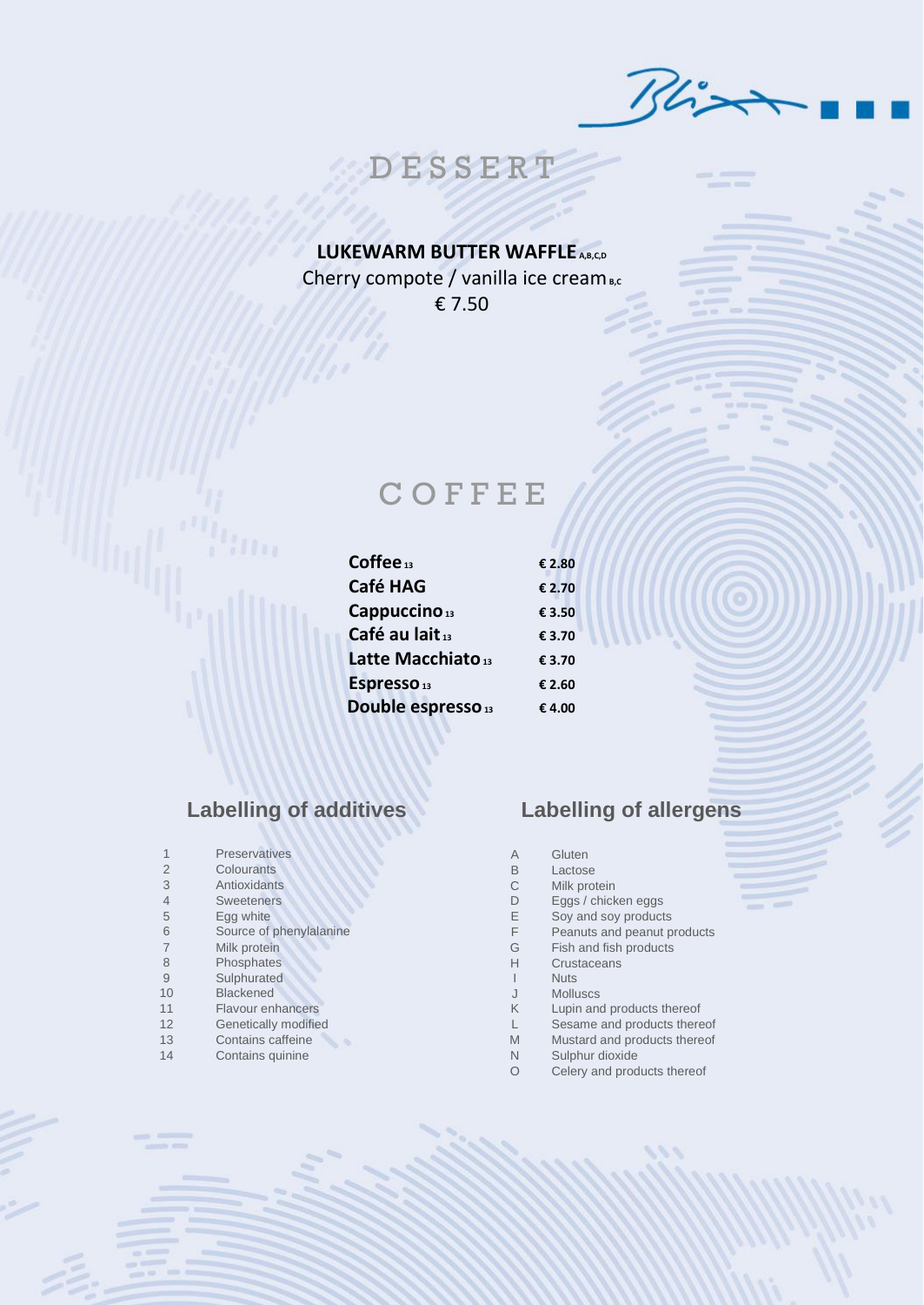# DESSERT

**LUKEWARM BUTTER WAFFLE** A,B,C,D
Cherry compote / vanilla ice cream B,C
€ 7.50

# COFFEE

| | |
|---|---|
| **Coffee** 13 | **€ 2.80** |
| **Café HAG** | **€ 2.70** |
| **Cappuccino** 13 | **€ 3.50** |
| **Café au lait** 13 | **€ 3.70** |
| **Latte Macchiato** 13 | **€ 3.70** |
| **Espresso** 13 | **€ 2.60** |
| **Double espresso** 13 | **€ 4.00** |

## Labelling of additives

| | |
|---|---|
| 1 | Preservatives |
| 2 | Colourants |
| 3 | Antioxidants |
| 4 | Sweeteners |
| 5 | Egg white |
| 6 | Source of phenylalanine |
| 7 | Milk protein |
| 8 | Phosphates |
| 9 | Sulphurated |
| 10 | Blackened |
| 11 | Flavour enhancers |
| 12 | Genetically modified |
| 13 | Contains caffeine |
| 14 | Contains quinine |

## Labelling of allergens

| | |
|---|---|
| A | Gluten |
| B | Lactose |
| C | Milk protein |
| D | Eggs / chicken eggs |
| E | Soy and soy products |
| F | Peanuts and peanut products |
| G | Fish and fish products |
| H | Crustaceans |
| I | Nuts |
| J | Molluscs |
| K | Lupin and products thereof |
| L | Sesame and products thereof |
| M | Mustard and products thereof |
| N | Sulphur dioxide |
| O | Celery and products thereof |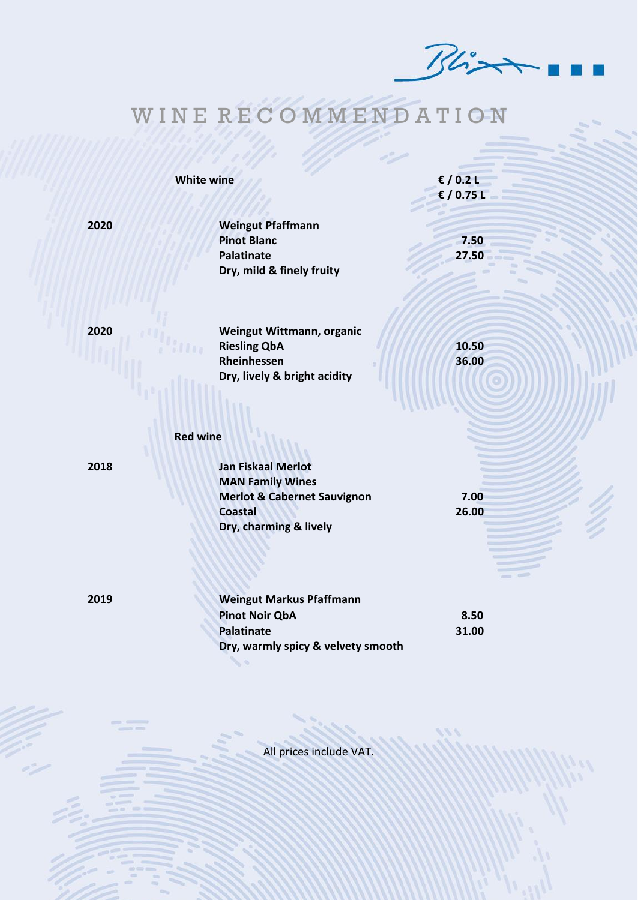# WINE RECOMMENDATION

| | White wine | € / 0.2 L<br>€ / 0.75 L |
|---|---|---|
| 2020 | **Weingut Pfaffmann**<br>**Pinot Blanc**<br>**Palatinate**<br>**Dry, mild & finely fruity** | 7.50<br>27.50 |
| 2020 | **Weingut Wittmann, organic**<br>**Riesling QbA**<br>**Rheinhessen**<br>**Dry, lively & bright acidity** | 10.50<br>36.00 |
| | **Red wine** | |
| 2018 | **Jan Fiskaal Merlot**<br>**MAN Family Wines**<br>**Merlot & Cabernet Sauvignon**<br>**Coastal**<br>**Dry, charming & lively** | 7.00<br>26.00 |
| 2019 | **Weingut Markus Pfaffmann**<br>**Pinot Noir QbA**<br>**Palatinate**<br>**Dry, warmly spicy & velvety smooth** | 8.50<br>31.00 |

All prices include VAT.